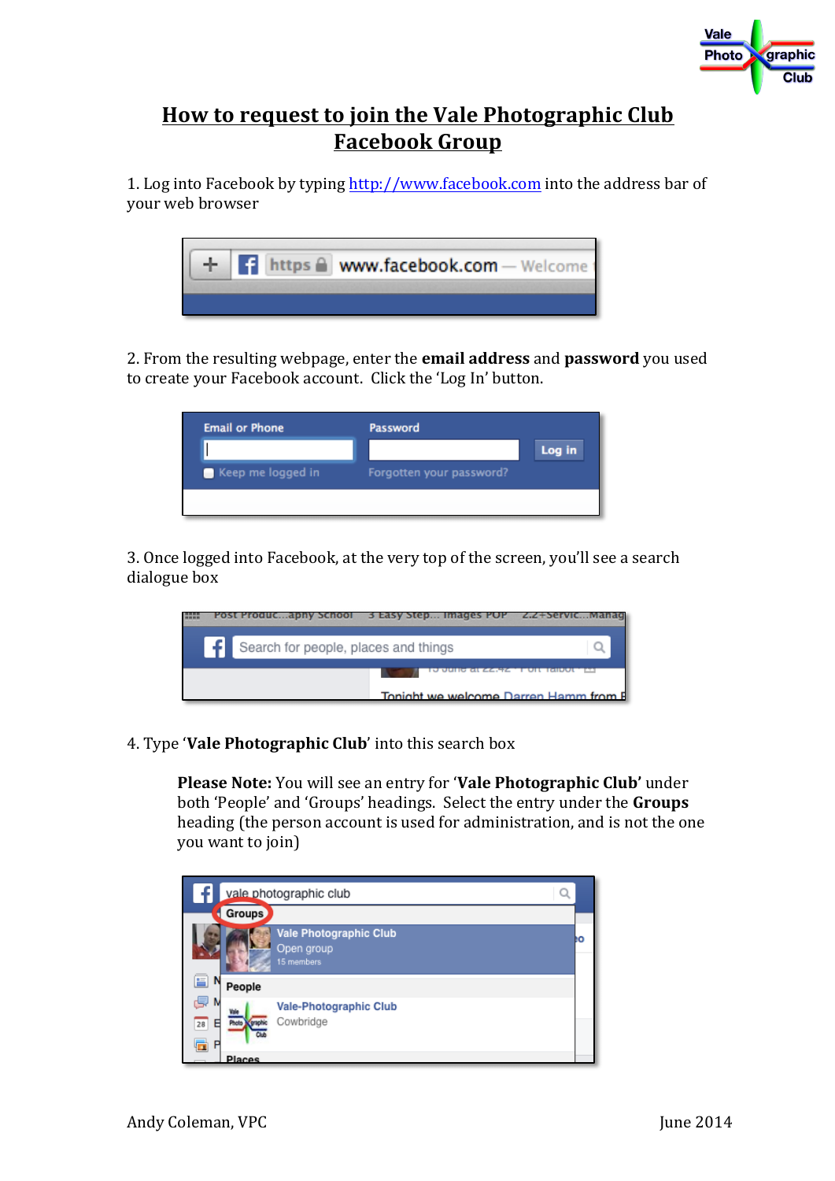# How to request to join the Vale Photographic Club Facebook Group

1. Log into Facebook by typing http://www.facebook.com into the address bar of your web browser

2. From the resulting webpage, enter the **email address** and **password** you used to create your Facebook account. Click the 'Log In' button.

3. Once logged into Facebook, at the very top of the screen, you'll see a search dialogue box

4. Type '**Vale Photographic Club**' into this search box

> **Please Note:** You will see an entry for '**Vale Photographic Club**' under both 'People' and 'Groups' headings. Select the entry under the **Groups** heading (the person account is used for administration, and is not the one you want to join)

Andy Coleman, VPC

June 2014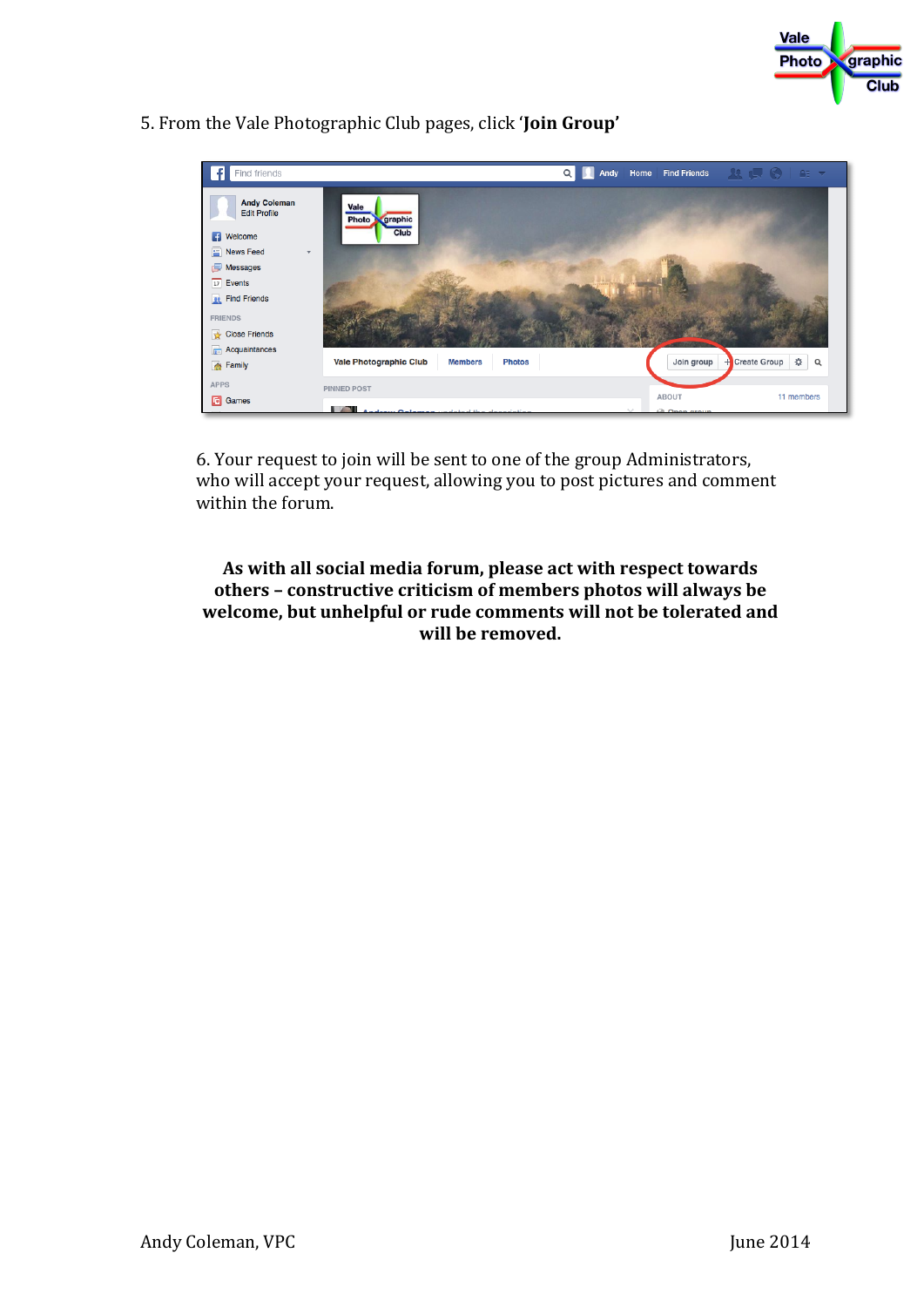5. From the Vale Photographic Club pages, click '**Join Group**'

6. Your request to join will be sent to one of the group Administrators, who will accept your request, allowing you to post pictures and comment within the forum.

**As with all social media forum, please act with respect towards others – constructive criticism of members photos will always be welcome, but unhelpful or rude comments will not be tolerated and will be removed.**